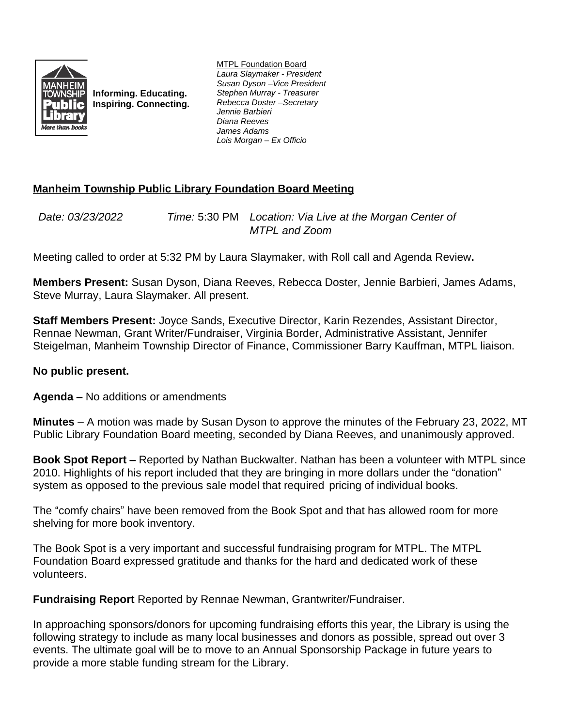Informing. Educating.
Inspiring. Connecting.

<u>MTPL Foundation Board</u>
*Laura Slaymaker - President*
*Susan Dyson –Vice President*
*Stephen Murray - Treasurer*
*Rebecca Doster –Secretary*
*Jennie Barbieri*
*Diana Reeves*
*James Adams*
*Lois Morgan – Ex Officio*

## Manheim Township Public Library Foundation Board Meeting

*Date: 03/23/2022* *Time:* 5:30 PM *Location: Via Live at the Morgan Center of MTPL and Zoom*

Meeting called to order at 5:32 PM by Laura Slaymaker, with Roll call and Agenda Review**.**

**Members Present:** Susan Dyson, Diana Reeves, Rebecca Doster, Jennie Barbieri, James Adams, Steve Murray, Laura Slaymaker. All present.

**Staff Members Present:** Joyce Sands, Executive Director, Karin Rezendes, Assistant Director, Rennae Newman, Grant Writer/Fundraiser, Virginia Border, Administrative Assistant, Jennifer Steigelman, Manheim Township Director of Finance, Commissioner Barry Kauffman, MTPL liaison.

**No public present.**

**Agenda –** No additions or amendments

**Minutes** – A motion was made by Susan Dyson to approve the minutes of the February 23, 2022, MT Public Library Foundation Board meeting, seconded by Diana Reeves, and unanimously approved.

**Book Spot Report –** Reported by Nathan Buckwalter. Nathan has been a volunteer with MTPL since 2010. Highlights of his report included that they are bringing in more dollars under the "donation" system as opposed to the previous sale model that required pricing of individual books.

The "comfy chairs" have been removed from the Book Spot and that has allowed room for more shelving for more book inventory.

The Book Spot is a very important and successful fundraising program for MTPL. The MTPL Foundation Board expressed gratitude and thanks for the hard and dedicated work of these volunteers.

**Fundraising Report** Reported by Rennae Newman, Grantwriter/Fundraiser.

In approaching sponsors/donors for upcoming fundraising efforts this year, the Library is using the following strategy to include as many local businesses and donors as possible, spread out over 3 events. The ultimate goal will be to move to an Annual Sponsorship Package in future years to provide a more stable funding stream for the Library.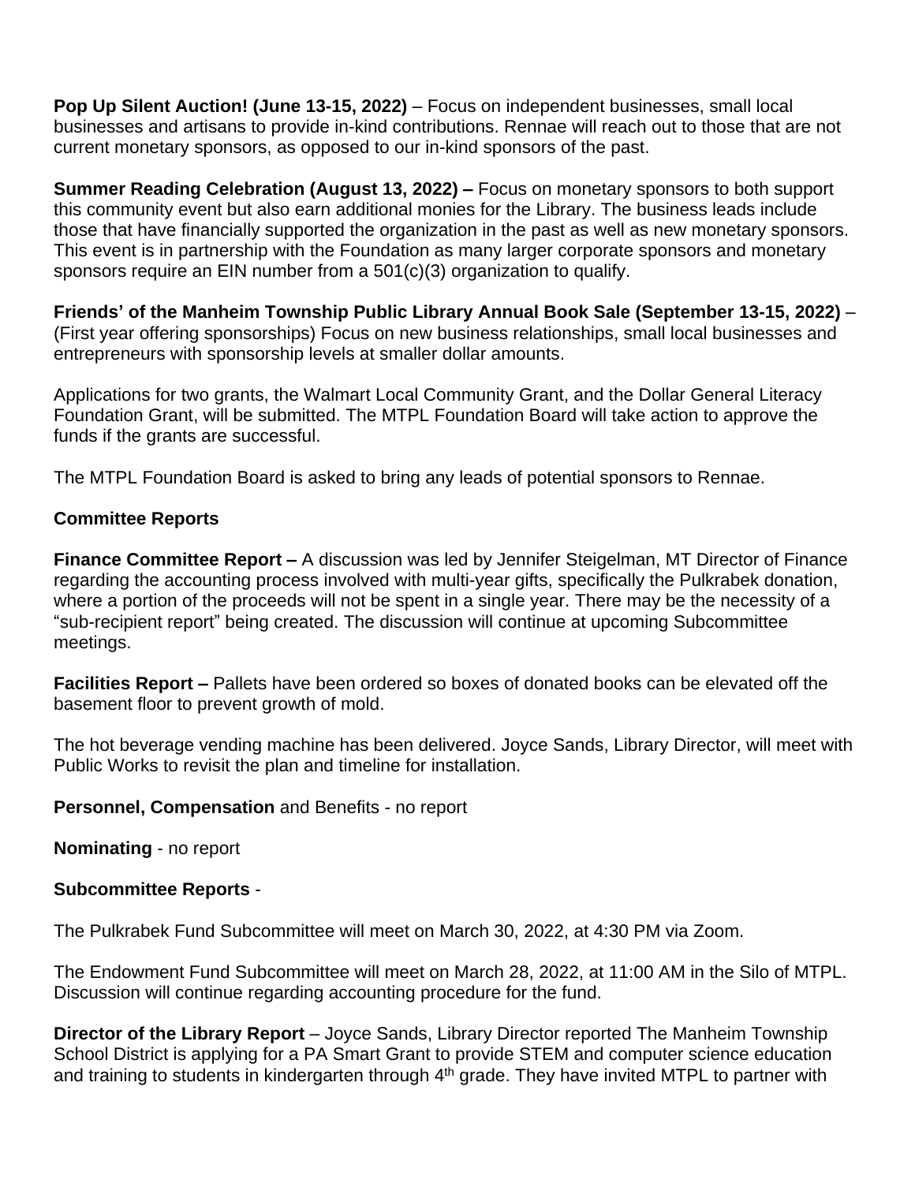**Pop Up Silent Auction! (June 13-15, 2022)** – Focus on independent businesses, small local businesses and artisans to provide in-kind contributions. Rennae will reach out to those that are not current monetary sponsors, as opposed to our in-kind sponsors of the past.

**Summer Reading Celebration (August 13, 2022) –** Focus on monetary sponsors to both support this community event but also earn additional monies for the Library. The business leads include those that have financially supported the organization in the past as well as new monetary sponsors. This event is in partnership with the Foundation as many larger corporate sponsors and monetary sponsors require an EIN number from a 501(c)(3) organization to qualify.

**Friends' of the Manheim Township Public Library Annual Book Sale (September 13-15, 2022)** – (First year offering sponsorships) Focus on new business relationships, small local businesses and entrepreneurs with sponsorship levels at smaller dollar amounts.

Applications for two grants, the Walmart Local Community Grant, and the Dollar General Literacy Foundation Grant, will be submitted. The MTPL Foundation Board will take action to approve the funds if the grants are successful.

The MTPL Foundation Board is asked to bring any leads of potential sponsors to Rennae.

**Committee Reports**

**Finance Committee Report –** A discussion was led by Jennifer Steigelman, MT Director of Finance regarding the accounting process involved with multi-year gifts, specifically the Pulkrabek donation, where a portion of the proceeds will not be spent in a single year. There may be the necessity of a "sub-recipient report" being created. The discussion will continue at upcoming Subcommittee meetings.

**Facilities Report –** Pallets have been ordered so boxes of donated books can be elevated off the basement floor to prevent growth of mold.

The hot beverage vending machine has been delivered. Joyce Sands, Library Director, will meet with Public Works to revisit the plan and timeline for installation.

**Personnel, Compensation** and Benefits - no report

**Nominating** - no report

**Subcommittee Reports** -

The Pulkrabek Fund Subcommittee will meet on March 30, 2022, at 4:30 PM via Zoom.

The Endowment Fund Subcommittee will meet on March 28, 2022, at 11:00 AM in the Silo of MTPL. Discussion will continue regarding accounting procedure for the fund.

**Director of the Library Report** – Joyce Sands, Library Director reported The Manheim Township School District is applying for a PA Smart Grant to provide STEM and computer science education and training to students in kindergarten through 4th grade. They have invited MTPL to partner with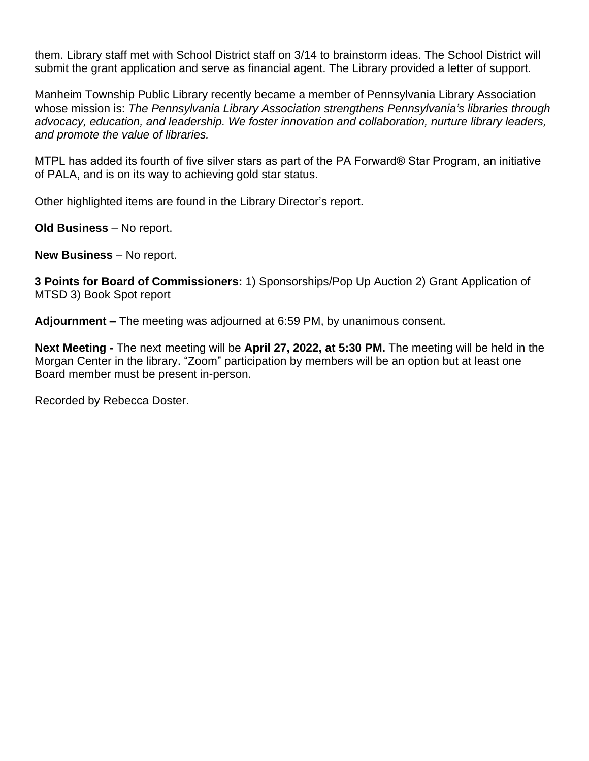them. Library staff met with School District staff on 3/14 to brainstorm ideas. The School District will submit the grant application and serve as financial agent. The Library provided a letter of support.

Manheim Township Public Library recently became a member of Pennsylvania Library Association whose mission is: *The Pennsylvania Library Association strengthens Pennsylvania's libraries through advocacy, education, and leadership. We foster innovation and collaboration, nurture library leaders, and promote the value of libraries.*

MTPL has added its fourth of five silver stars as part of the PA Forward® Star Program, an initiative of PALA, and is on its way to achieving gold star status.

Other highlighted items are found in the Library Director's report.

**Old Business** – No report.

**New Business** – No report.

**3 Points for Board of Commissioners:** 1) Sponsorships/Pop Up Auction 2) Grant Application of MTSD 3) Book Spot report

**Adjournment –** The meeting was adjourned at 6:59 PM, by unanimous consent.

**Next Meeting -** The next meeting will be **April 27, 2022, at 5:30 PM.** The meeting will be held in the Morgan Center in the library. "Zoom" participation by members will be an option but at least one Board member must be present in-person.

Recorded by Rebecca Doster.